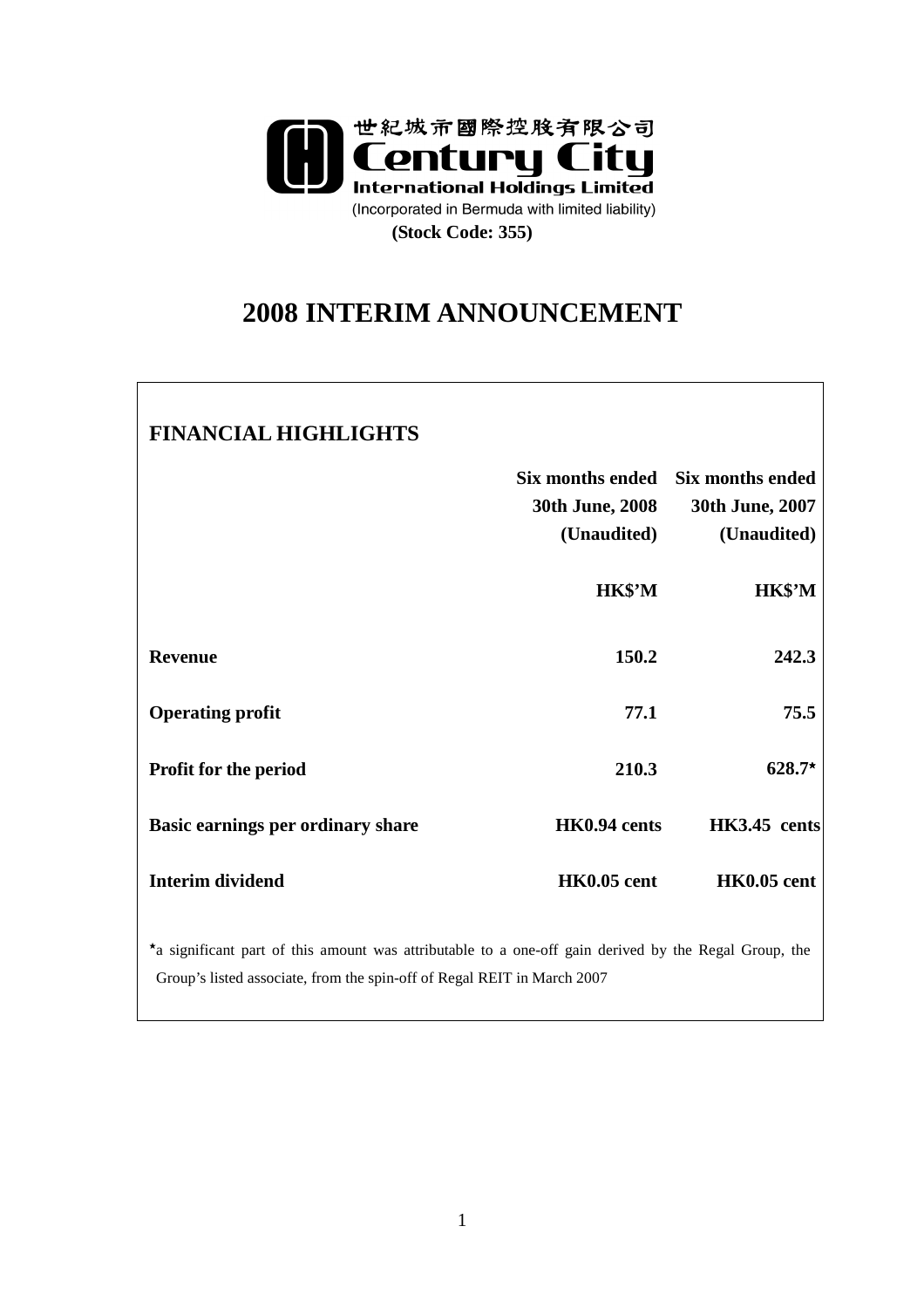世紀城市國際控股有限公司

**Century City**

**International Holdings Limited**

(Incorporated in Bermuda with limited liability)

**(Stock Code: 355)**

# 2008 INTERIM ANNOUNCEMENT

## FINANCIAL HIGHLIGHTS

| | Six months ended 30th June, 2008 (Unaudited) | Six months ended 30th June, 2007 (Unaudited) |
|---|---|---|
| | **HK$'M** | **HK$'M** |
| **Revenue** | **150.2** | **242.3** |
| **Operating profit** | **77.1** | **75.5** |
| **Profit for the period** | **210.3** | **628.7*** |
| **Basic earnings per ordinary share** | **HK0.94 cents** | **HK3.45 cents** |
| **Interim dividend** | **HK0.05 cent** | **HK0.05 cent** |

*a significant part of this amount was attributable to a one-off gain derived by the Regal Group, the Group's listed associate, from the spin-off of Regal REIT in March 2007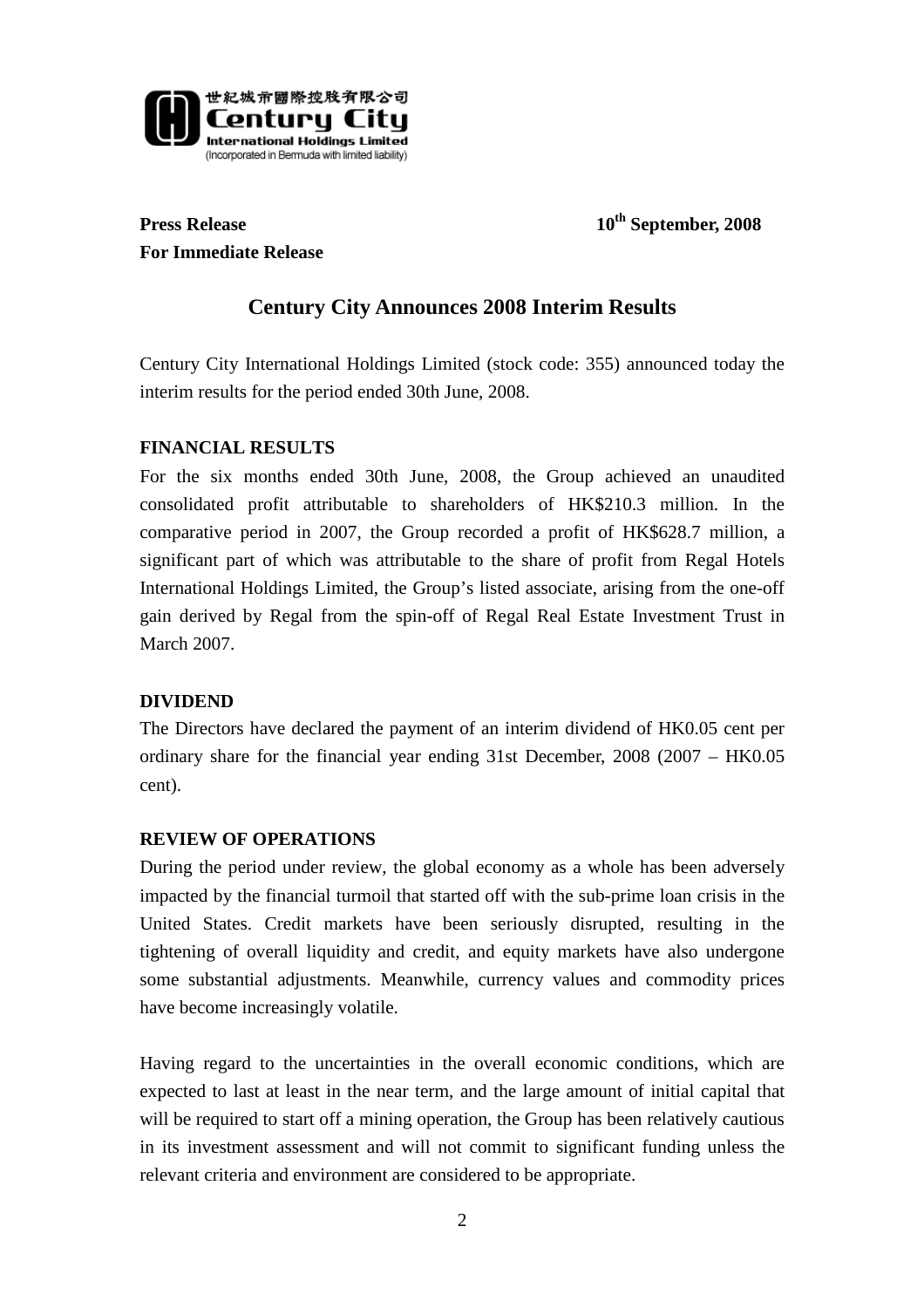世紀城市國際控股有限公司
**Century City International Holdings Limited**
(Incorporated in Bermuda with limited liability)

**Press Release** **10th September, 2008**

**For Immediate Release**

## Century City Announces 2008 Interim Results

Century City International Holdings Limited (stock code: 355) announced today the interim results for the period ended 30th June, 2008.

### FINANCIAL RESULTS

For the six months ended 30th June, 2008, the Group achieved an unaudited consolidated profit attributable to shareholders of HK$210.3 million. In the comparative period in 2007, the Group recorded a profit of HK$628.7 million, a significant part of which was attributable to the share of profit from Regal Hotels International Holdings Limited, the Group's listed associate, arising from the one-off gain derived by Regal from the spin-off of Regal Real Estate Investment Trust in March 2007.

### DIVIDEND

The Directors have declared the payment of an interim dividend of HK0.05 cent per ordinary share for the financial year ending 31st December, 2008 (2007 – HK0.05 cent).

### REVIEW OF OPERATIONS

During the period under review, the global economy as a whole has been adversely impacted by the financial turmoil that started off with the sub-prime loan crisis in the United States. Credit markets have been seriously disrupted, resulting in the tightening of overall liquidity and credit, and equity markets have also undergone some substantial adjustments. Meanwhile, currency values and commodity prices have become increasingly volatile.

Having regard to the uncertainties in the overall economic conditions, which are expected to last at least in the near term, and the large amount of initial capital that will be required to start off a mining operation, the Group has been relatively cautious in its investment assessment and will not commit to significant funding unless the relevant criteria and environment are considered to be appropriate.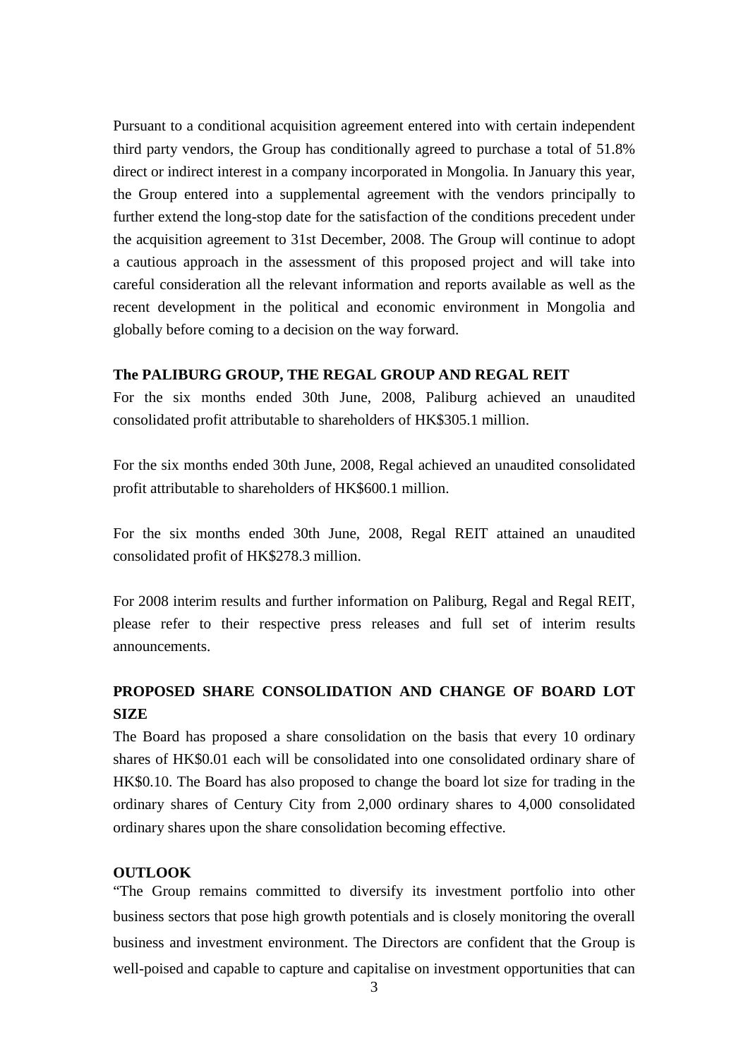Pursuant to a conditional acquisition agreement entered into with certain independent third party vendors, the Group has conditionally agreed to purchase a total of 51.8% direct or indirect interest in a company incorporated in Mongolia. In January this year, the Group entered into a supplemental agreement with the vendors principally to further extend the long-stop date for the satisfaction of the conditions precedent under the acquisition agreement to 31st December, 2008. The Group will continue to adopt a cautious approach in the assessment of this proposed project and will take into careful consideration all the relevant information and reports available as well as the recent development in the political and economic environment in Mongolia and globally before coming to a decision on the way forward.

**The PALIBURG GROUP, THE REGAL GROUP AND REGAL REIT**

For the six months ended 30th June, 2008, Paliburg achieved an unaudited consolidated profit attributable to shareholders of HK$305.1 million.

For the six months ended 30th June, 2008, Regal achieved an unaudited consolidated profit attributable to shareholders of HK$600.1 million.

For the six months ended 30th June, 2008, Regal REIT attained an unaudited consolidated profit of HK$278.3 million.

For 2008 interim results and further information on Paliburg, Regal and Regal REIT, please refer to their respective press releases and full set of interim results announcements.

**PROPOSED SHARE CONSOLIDATION AND CHANGE OF BOARD LOT SIZE**

The Board has proposed a share consolidation on the basis that every 10 ordinary shares of HK$0.01 each will be consolidated into one consolidated ordinary share of HK$0.10. The Board has also proposed to change the board lot size for trading in the ordinary shares of Century City from 2,000 ordinary shares to 4,000 consolidated ordinary shares upon the share consolidation becoming effective.

**OUTLOOK**

"The Group remains committed to diversify its investment portfolio into other business sectors that pose high growth potentials and is closely monitoring the overall business and investment environment. The Directors are confident that the Group is well-poised and capable to capture and capitalise on investment opportunities that can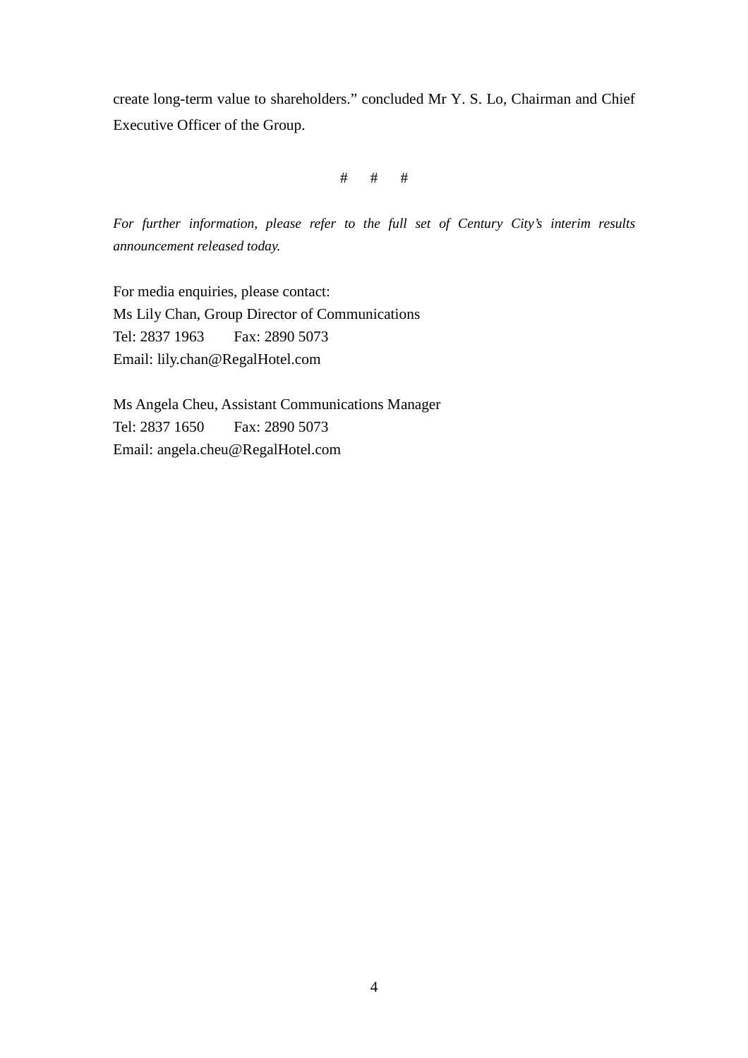create long-term value to shareholders." concluded Mr Y. S. Lo, Chairman and Chief Executive Officer of the Group.

# # #

*For further information, please refer to the full set of Century City's interim results announcement released today.*

For media enquiries, please contact:
Ms Lily Chan, Group Director of Communications
Tel: 2837 1963 Fax: 2890 5073
Email: lily.chan@RegalHotel.com

Ms Angela Cheu, Assistant Communications Manager
Tel: 2837 1650 Fax: 2890 5073
Email: angela.cheu@RegalHotel.com